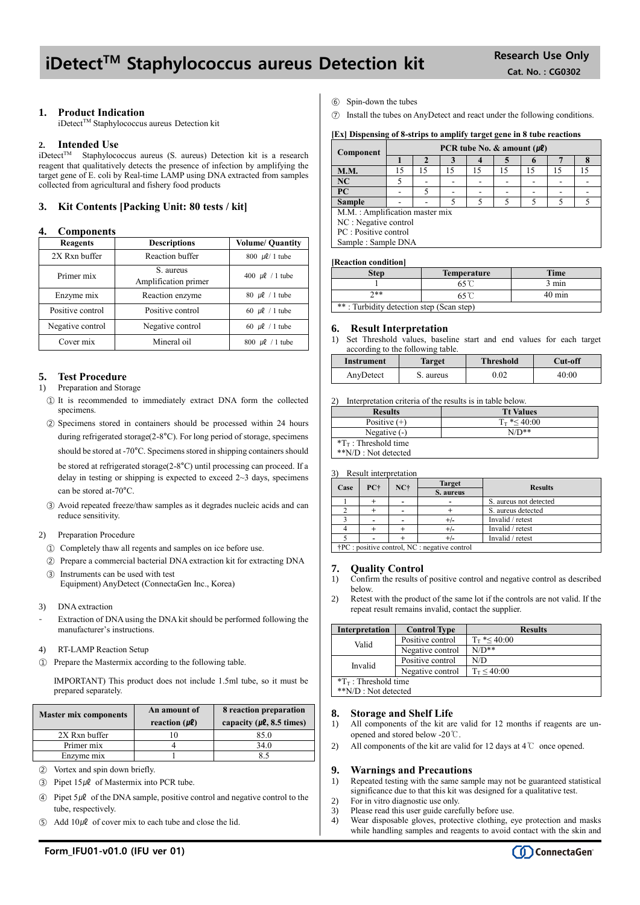# iDetect$^{TM}$ Staphylococcus aureus Detection kit

**Research Use Only**
**Cat. No. : CG0302**

## 1. Product Indication

iDetect$^{TM}$ Staphylococcus aureus Detection kit

## 2. Intended Use

iDetect$^{TM}$ Staphylococcus aureus (S. aureus) Detection kit is a research reagent that qualitatively detects the presence of infection by amplifying the target gene of E. coli by Real-time LAMP using DNA extracted from samples collected from agricultural and fishery food products

## 3. Kit Contents [Packing Unit: 80 tests / kit]

## 4. Components

| Reagents | Descriptions | Volume/ Quantity |
|---|---|---|
| 2X Rxn buffer | Reaction buffer | 800 ㎕/ 1 tube |
| Primer mix | S. aureus Amplification primer | 400 ㎕ / 1 tube |
| Enzyme mix | Reaction enzyme | 80 ㎕ / 1 tube |
| Positive control | Positive control | 60 ㎕ / 1 tube |
| Negative control | Negative control | 60 ㎕ / 1 tube |
| Cover mix | Mineral oil | 800 ㎕ / 1 tube |

## 5. Test Procedure

1) Preparation and Storage

① It is recommended to immediately extract DNA form the collected specimens.

② Specimens stored in containers should be processed within 24 hours during refrigerated storage(2-8°C). For long period of storage, specimens should be stored at -70°C. Specimens stored in shipping containers should be stored at refrigerated storage(2-8°C) until processing can proceed. If a delay in testing or shipping is expected to exceed 2~3 days, specimens can be stored at-70°C.

③ Avoid repeated freeze/thaw samples as it degrades nucleic acids and can reduce sensitivity.

2) Preparation Procedure

① Completely thaw all regents and samples on ice before use.

② Prepare a commercial bacterial DNA extraction kit for extracting DNA

③ Instruments can be used with test Equipment) AnyDetect (ConnectaGen Inc., Korea)

3) DNA extraction

- Extraction of DNA using the DNA kit should be performed following the manufacturer's instructions.

4) RT-LAMP Reaction Setup

① Prepare the Mastermix according to the following table.

IMPORTANT) This product does not include 1.5ml tube, so it must be prepared separately.

| Master mix components | An amount of reaction (㎕) | 8 reaction preparation capacity (㎕, 8.5 times) |
|---|---|---|
| 2X Rxn buffer | 10 | 85.0 |
| Primer mix | 4 | 34.0 |
| Enzyme mix | 1 | 8.5 |

② Vortex and spin down briefly.

③ Pipet 15㎕ of Mastermix into PCR tube.

④ Pipet 5㎕ of the DNA sample, positive control and negative control to the tube, respectively.

⑤ Add 10㎕ of cover mix to each tube and close the lid.

⑥ Spin-down the tubes

⑦ Install the tubes on AnyDetect and react under the following conditions.

**[Ex] Dispensing of 8-strips to amplify target gene in 8 tube reactions**

| Component | PCR tube No. & amount (㎕) | | | | | | | |
|---|---|---|---|---|---|---|---|---|
| | 1 | 2 | 3 | 4 | 5 | 6 | 7 | 8 |
| M.M. | 15 | 15 | 15 | 15 | 15 | 15 | 15 | 15 |
| NC | 5 | - | - | - | - | - | - | - |
| PC | - | 5 | - | - | - | - | - | - |
| Sample | - | - | 5 | 5 | 5 | 5 | 5 | 5 |
| M.M. : Amplification master mix<br>NC : Negative control<br>PC : Positive control<br>Sample : Sample DNA | | | | | | | | |

**[Reaction condition]**

| Step | Temperature | Time |
|---|---|---|
| 1 | 65℃ | 3 min |
| 2** | 65℃ | 40 min |
| ** : Turbidity detection step (Scan step) | | |

## 6. Result Interpretation

1) Set Threshold values, baseline start and end values for each target according to the following table.

| Instrument | Target | Threshold | Cut-off |
|---|---|---|---|
| AnyDetect | S. aureus | 0.02 | 40:00 |

2) Interpretation criteria of the results is in table below.

| Results | Tt Values |
|---|---|
| Positive (+) | $T_T$ *≤ 40:00 |
| Negative (-) | N/D** |
| *$T_T$ : Threshold time<br>**N/D : Not detected | |

3) Result interpretation

| Case | PC† | NC† | Target S. aureus | Results |
|---|---|---|---|---|
| 1 | + | - | - | S. aureus not detected |
| 2 | + | - | + | S. aureus detected |
| 3 | - | - | +/- | Invalid / retest |
| 4 | + | + | +/- | Invalid / retest |
| 5 | - | + | +/- | Invalid / retest |
| †PC : positive control, NC : negative control | | | | |

## 7. Quality Control

1) Confirm the results of positive control and negative control as described below.

2) Retest with the product of the same lot if the controls are not valid. If the repeat result remains invalid, contact the supplier.

| Interpretation | Control Type | Results |
|---|---|---|
| Valid | Positive control | $T_T$ *≤ 40:00 |
| | Negative control | N/D** |
| Invalid | Positive control | N/D |
| | Negative control | $T_T$ ≤ 40:00 |
| *$T_T$ : Threshold time<br>**N/D : Not detected | | |

## 8. Storage and Shelf Life

1) All components of the kit are valid for 12 months if reagents are un-opened and stored below -20℃.

2) All components of the kit are valid for 12 days at 4℃ once opened.

## 9. Warnings and Precautions

1) Repeated testing with the same sample may not be guaranteed statistical significance due to that this kit was designed for a qualitative test.

2) For in vitro diagnostic use only.

3) Please read this user guide carefully before use.

4) Wear disposable gloves, protective clothing, eye protection and masks while handling samples and reagents to avoid contact with the skin and

Form_IFU01-v01.0 (IFU ver 01)

ConnectaGen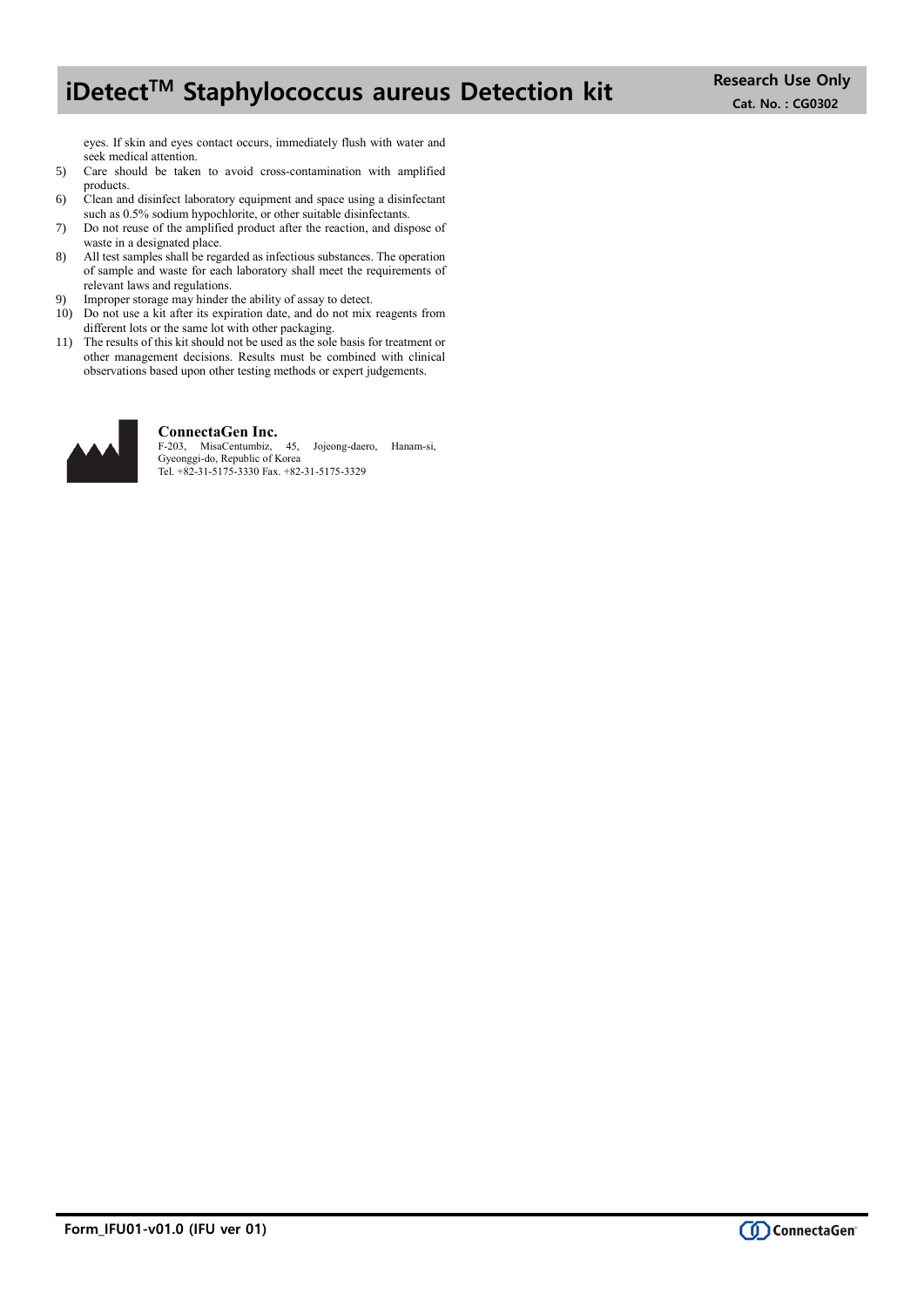eyes. If skin and eyes contact occurs, immediately flush with water and seek medical attention.

5) Care should be taken to avoid cross-contamination with amplified products.
6) Clean and disinfect laboratory equipment and space using a disinfectant such as 0.5% sodium hypochlorite, or other suitable disinfectants.
7) Do not reuse of the amplified product after the reaction, and dispose of waste in a designated place.
8) All test samples shall be regarded as infectious substances. The operation of sample and waste for each laboratory shall meet the requirements of relevant laws and regulations.
9) Improper storage may hinder the ability of assay to detect.
10) Do not use a kit after its expiration date, and do not mix reagents from different lots or the same lot with other packaging.
11) The results of this kit should not be used as the sole basis for treatment or other management decisions. Results must be combined with clinical observations based upon other testing methods or expert judgements.

**ConnectaGen Inc.**
F-203, MisaCentumbiz, 45, Jojeong-daero, Hanam-si, Gyeonggi-do, Republic of Korea
Tel. +82-31-5175-3330 Fax. +82-31-5175-3329